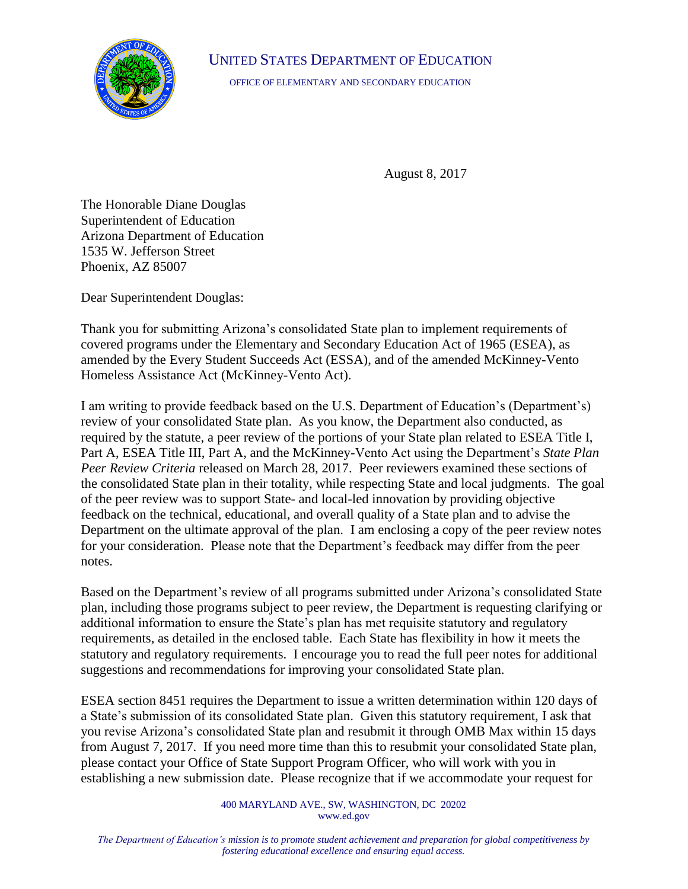UNITED STATES DEPARTMENT OF EDUCATION

OFFICE OF ELEMENTARY AND SECONDARY EDUCATION

August 8, 2017

The Honorable Diane Douglas
Superintendent of Education
Arizona Department of Education
1535 W. Jefferson Street
Phoenix, AZ 85007

Dear Superintendent Douglas:

Thank you for submitting Arizona's consolidated State plan to implement requirements of covered programs under the Elementary and Secondary Education Act of 1965 (ESEA), as amended by the Every Student Succeeds Act (ESSA), and of the amended McKinney-Vento Homeless Assistance Act (McKinney-Vento Act).

I am writing to provide feedback based on the U.S. Department of Education's (Department's) review of your consolidated State plan. As you know, the Department also conducted, as required by the statute, a peer review of the portions of your State plan related to ESEA Title I, Part A, ESEA Title III, Part A, and the McKinney-Vento Act using the Department's *State Plan Peer Review Criteria* released on March 28, 2017. Peer reviewers examined these sections of the consolidated State plan in their totality, while respecting State and local judgments. The goal of the peer review was to support State- and local-led innovation by providing objective feedback on the technical, educational, and overall quality of a State plan and to advise the Department on the ultimate approval of the plan. I am enclosing a copy of the peer review notes for your consideration. Please note that the Department's feedback may differ from the peer notes.

Based on the Department's review of all programs submitted under Arizona's consolidated State plan, including those programs subject to peer review, the Department is requesting clarifying or additional information to ensure the State's plan has met requisite statutory and regulatory requirements, as detailed in the enclosed table. Each State has flexibility in how it meets the statutory and regulatory requirements. I encourage you to read the full peer notes for additional suggestions and recommendations for improving your consolidated State plan.

ESEA section 8451 requires the Department to issue a written determination within 120 days of a State's submission of its consolidated State plan. Given this statutory requirement, I ask that you revise Arizona's consolidated State plan and resubmit it through OMB Max within 15 days from August 7, 2017. If you need more time than this to resubmit your consolidated State plan, please contact your Office of State Support Program Officer, who will work with you in establishing a new submission date. Please recognize that if we accommodate your request for

400 MARYLAND AVE., SW, WASHINGTON, DC 20202
www.ed.gov

*The Department of Education's mission is to promote student achievement and preparation for global competitiveness by fostering educational excellence and ensuring equal access.*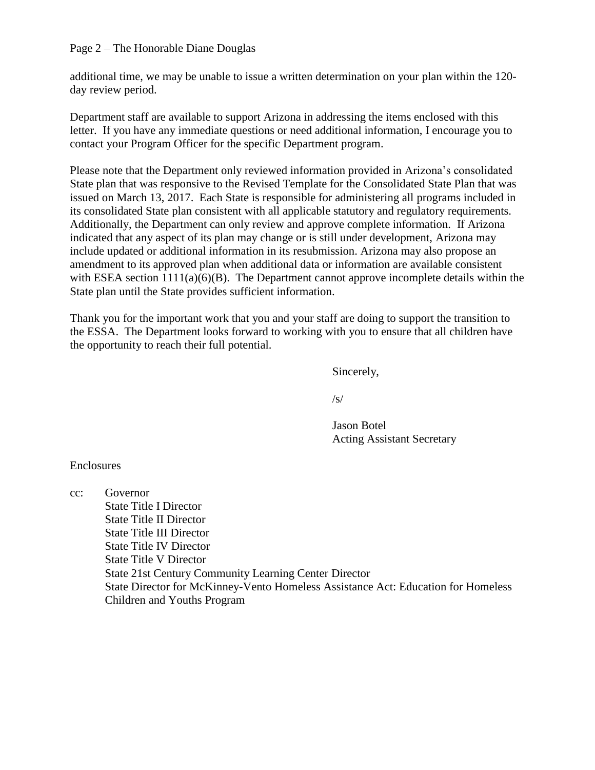additional time, we may be unable to issue a written determination on your plan within the 120-day review period.

Department staff are available to support Arizona in addressing the items enclosed with this letter. If you have any immediate questions or need additional information, I encourage you to contact your Program Officer for the specific Department program.

Please note that the Department only reviewed information provided in Arizona's consolidated State plan that was responsive to the Revised Template for the Consolidated State Plan that was issued on March 13, 2017. Each State is responsible for administering all programs included in its consolidated State plan consistent with all applicable statutory and regulatory requirements. Additionally, the Department can only review and approve complete information. If Arizona indicated that any aspect of its plan may change or is still under development, Arizona may include updated or additional information in its resubmission. Arizona may also propose an amendment to its approved plan when additional data or information are available consistent with ESEA section 1111(a)(6)(B). The Department cannot approve incomplete details within the State plan until the State provides sufficient information.

Thank you for the important work that you and your staff are doing to support the transition to the ESSA. The Department looks forward to working with you to ensure that all children have the opportunity to reach their full potential.

Sincerely,

/s/

Jason Botel
Acting Assistant Secretary

Enclosures

cc: Governor
State Title I Director
State Title II Director
State Title III Director
State Title IV Director
State Title V Director
State 21st Century Community Learning Center Director
State Director for McKinney-Vento Homeless Assistance Act: Education for Homeless Children and Youths Program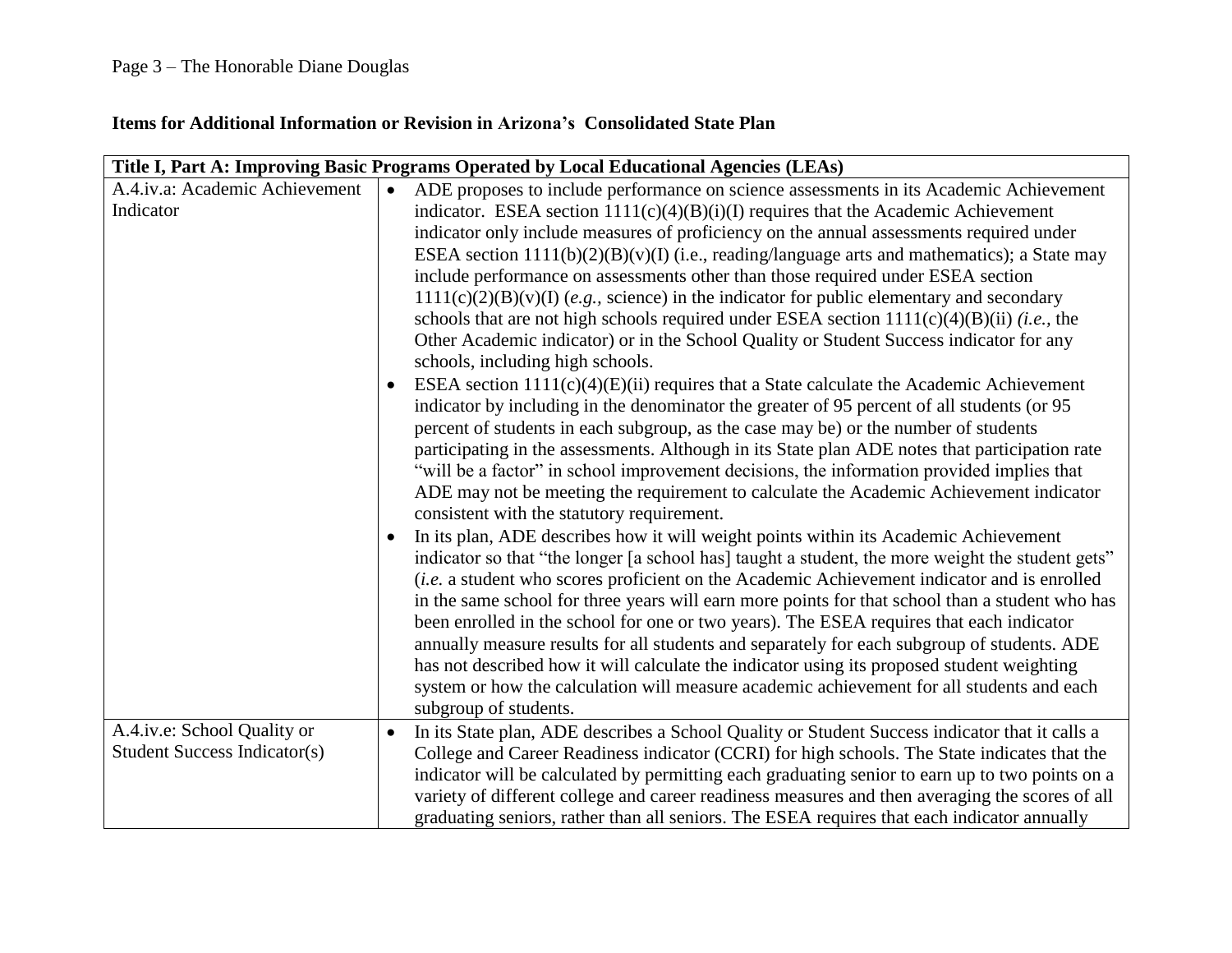**Items for Additional Information or Revision in Arizona's Consolidated State Plan**

| Title I, Part A: Improving Basic Programs Operated by Local Educational Agencies (LEAs) | |
|---|---|
| A.4.iv.a: Academic Achievement Indicator | • ADE proposes to include performance on science assessments in its Academic Achievement indicator. ESEA section 1111(c)(4)(B)(i)(I) requires that the Academic Achievement indicator only include measures of proficiency on the annual assessments required under ESEA section 1111(b)(2)(B)(v)(I) (i.e., reading/language arts and mathematics); a State may include performance on assessments other than those required under ESEA section 1111(c)(2)(B)(v)(I) (*e.g.,* science) in the indicator for public elementary and secondary schools that are not high schools required under ESEA section 1111(c)(4)(B)(ii) *(i.e.,* the Other Academic indicator) or in the School Quality or Student Success indicator for any schools, including high schools.<br>• ESEA section 1111(c)(4)(E)(ii) requires that a State calculate the Academic Achievement indicator by including in the denominator the greater of 95 percent of all students (or 95 percent of students in each subgroup, as the case may be) or the number of students participating in the assessments. Although in its State plan ADE notes that participation rate "will be a factor" in school improvement decisions, the information provided implies that ADE may not be meeting the requirement to calculate the Academic Achievement indicator consistent with the statutory requirement.<br>• In its plan, ADE describes how it will weight points within its Academic Achievement indicator so that "the longer [a school has] taught a student, the more weight the student gets" (*i.e.* a student who scores proficient on the Academic Achievement indicator and is enrolled in the same school for three years will earn more points for that school than a student who has been enrolled in the school for one or two years). The ESEA requires that each indicator annually measure results for all students and separately for each subgroup of students. ADE has not described how it will calculate the indicator using its proposed student weighting system or how the calculation will measure academic achievement for all students and each subgroup of students. |
| A.4.iv.e: School Quality or Student Success Indicator(s) | • In its State plan, ADE describes a School Quality or Student Success indicator that it calls a College and Career Readiness indicator (CCRI) for high schools. The State indicates that the indicator will be calculated by permitting each graduating senior to earn up to two points on a variety of different college and career readiness measures and then averaging the scores of all graduating seniors, rather than all seniors. The ESEA requires that each indicator annually |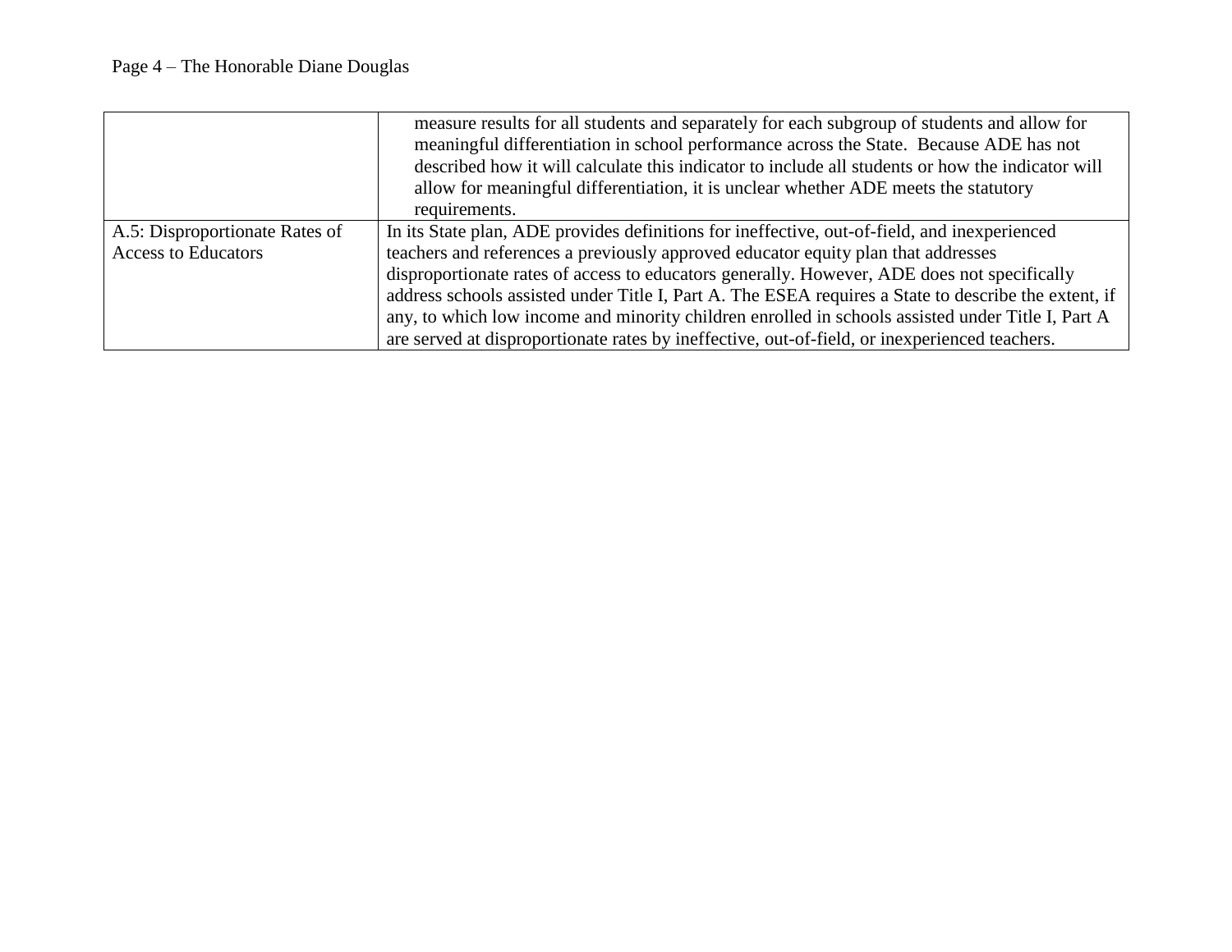| | |
|---|---|
| | measure results for all students and separately for each subgroup of students and allow for meaningful differentiation in school performance across the State. Because ADE has not described how it will calculate this indicator to include all students or how the indicator will allow for meaningful differentiation, it is unclear whether ADE meets the statutory requirements. |
| A.5: Disproportionate Rates of Access to Educators | In its State plan, ADE provides definitions for ineffective, out-of-field, and inexperienced teachers and references a previously approved educator equity plan that addresses disproportionate rates of access to educators generally. However, ADE does not specifically address schools assisted under Title I, Part A. The ESEA requires a State to describe the extent, if any, to which low income and minority children enrolled in schools assisted under Title I, Part A are served at disproportionate rates by ineffective, out-of-field, or inexperienced teachers. |